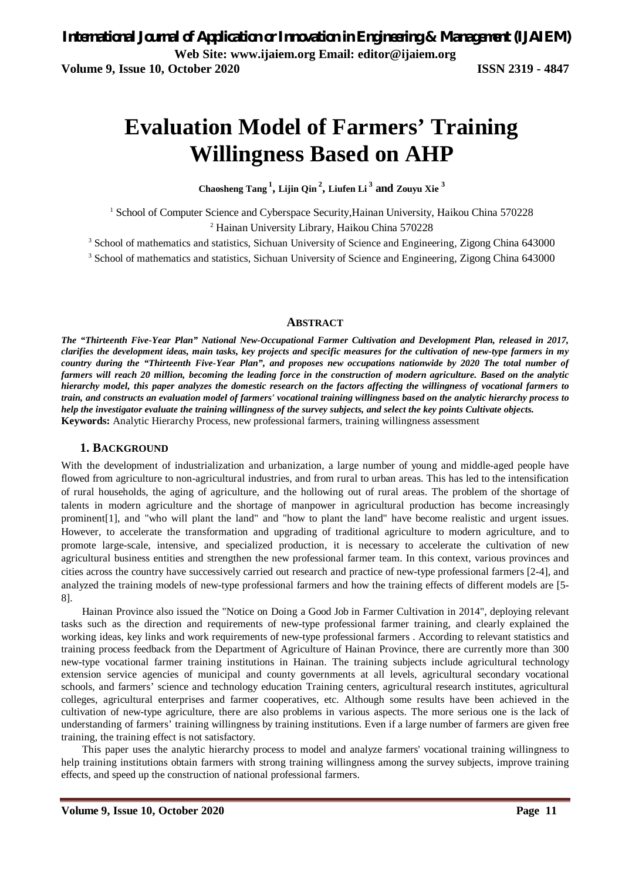# Evaluation Model of Farmers' Training Willingness Based on AHP

**Chaosheng Tang [1], Lijin Qin [2], Liufen Li [3] and Zouyu Xie [3]**

[1] School of Computer Science and Cyberspace Security,Hainan University, Haikou China 570228

[2] Hainan University Library, Haikou China 570228

[3] School of mathematics and statistics, Sichuan University of Science and Engineering, Zigong China 643000

[3] School of mathematics and statistics, Sichuan University of Science and Engineering, Zigong China 643000

## ABSTRACT

***The "Thirteenth Five-Year Plan" National New-Occupational Farmer Cultivation and Development Plan, released in 2017, clarifies the development ideas, main tasks, key projects and specific measures for the cultivation of new-type farmers in my country during the "Thirteenth Five-Year Plan", and proposes new occupations nationwide by 2020 The total number of farmers will reach 20 million, becoming the leading force in the construction of modern agriculture. Based on the analytic hierarchy model, this paper analyzes the domestic research on the factors affecting the willingness of vocational farmers to train, and constructs an evaluation model of farmers' vocational training willingness based on the analytic hierarchy process to help the investigator evaluate the training willingness of the survey subjects, and select the key points Cultivate objects.***

**Keywords:** Analytic Hierarchy Process, new professional farmers, training willingness assessment

## 1. BACKGROUND

With the development of industrialization and urbanization, a large number of young and middle-aged people have flowed from agriculture to non-agricultural industries, and from rural to urban areas. This has led to the intensification of rural households, the aging of agriculture, and the hollowing out of rural areas. The problem of the shortage of talents in modern agriculture and the shortage of manpower in agricultural production has become increasingly prominent[1], and "who will plant the land" and "how to plant the land" have become realistic and urgent issues. However, to accelerate the transformation and upgrading of traditional agriculture to modern agriculture, and to promote large-scale, intensive, and specialized production, it is necessary to accelerate the cultivation of new agricultural business entities and strengthen the new professional farmer team. In this context, various provinces and cities across the country have successively carried out research and practice of new-type professional farmers [2-4], and analyzed the training models of new-type professional farmers and how the training effects of different models are [5-8].

Hainan Province also issued the "Notice on Doing a Good Job in Farmer Cultivation in 2014", deploying relevant tasks such as the direction and requirements of new-type professional farmer training, and clearly explained the working ideas, key links and work requirements of new-type professional farmers . According to relevant statistics and training process feedback from the Department of Agriculture of Hainan Province, there are currently more than 300 new-type vocational farmer training institutions in Hainan. The training subjects include agricultural technology extension service agencies of municipal and county governments at all levels, agricultural secondary vocational schools, and farmers' science and technology education Training centers, agricultural research institutes, agricultural colleges, agricultural enterprises and farmer cooperatives, etc. Although some results have been achieved in the cultivation of new-type agriculture, there are also problems in various aspects. The more serious one is the lack of understanding of farmers' training willingness by training institutions. Even if a large number of farmers are given free training, the training effect is not satisfactory.

This paper uses the analytic hierarchy process to model and analyze farmers' vocational training willingness to help training institutions obtain farmers with strong training willingness among the survey subjects, improve training effects, and speed up the construction of national professional farmers.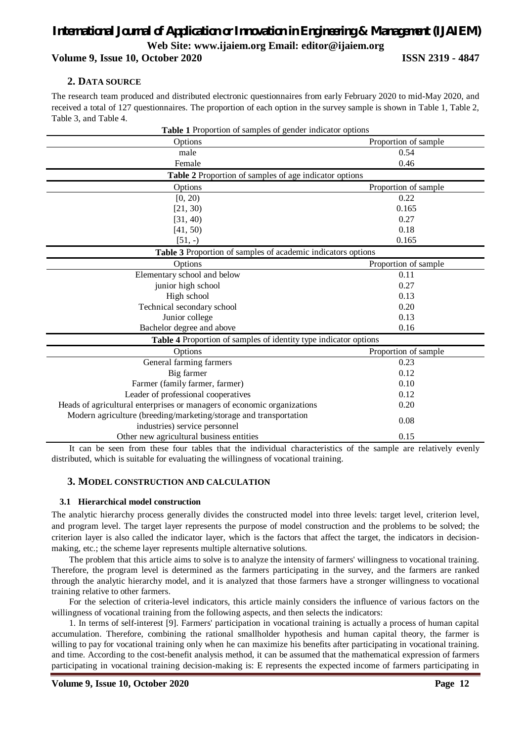## 2. DATA SOURCE

The research team produced and distributed electronic questionnaires from early February 2020 to mid-May 2020, and received a total of 127 questionnaires. The proportion of each option in the survey sample is shown in Table 1, Table 2, Table 3, and Table 4.

**Table 1** Proportion of samples of gender indicator options

| Options | Proportion of sample |
|---|---|
| male | 0.54 |
| Female | 0.46 |

**Table 2** Proportion of samples of age indicator options

| Options | Proportion of sample |
|---|---|
| [0, 20) | 0.22 |
| [21, 30) | 0.165 |
| [31, 40) | 0.27 |
| [41, 50) | 0.18 |
| [51, -) | 0.165 |

**Table 3** Proportion of samples of academic indicators options

| Options | Proportion of sample |
|---|---|
| Elementary school and below | 0.11 |
| junior high school | 0.27 |
| High school | 0.13 |
| Technical secondary school | 0.20 |
| Junior college | 0.13 |
| Bachelor degree and above | 0.16 |

**Table 4** Proportion of samples of identity type indicator options

| Options | Proportion of sample |
|---|---|
| General farming farmers | 0.23 |
| Big farmer | 0.12 |
| Farmer (family farmer, farmer) | 0.10 |
| Leader of professional cooperatives | 0.12 |
| Heads of agricultural enterprises or managers of economic organizations | 0.20 |
| Modern agriculture (breeding/marketing/storage and transportation industries) service personnel | 0.08 |
| Other new agricultural business entities | 0.15 |

It can be seen from these four tables that the individual characteristics of the sample are relatively evenly distributed, which is suitable for evaluating the willingness of vocational training.

## 3. MODEL CONSTRUCTION AND CALCULATION

### 3.1 Hierarchical model construction

The analytic hierarchy process generally divides the constructed model into three levels: target level, criterion level, and program level. The target layer represents the purpose of model construction and the problems to be solved; the criterion layer is also called the indicator layer, which is the factors that affect the target, the indicators in decision-making, etc.; the scheme layer represents multiple alternative solutions.

The problem that this article aims to solve is to analyze the intensity of farmers' willingness to vocational training. Therefore, the program level is determined as the farmers participating in the survey, and the farmers are ranked through the analytic hierarchy model, and it is analyzed that those farmers have a stronger willingness to vocational training relative to other farmers.

For the selection of criteria-level indicators, this article mainly considers the influence of various factors on the willingness of vocational training from the following aspects, and then selects the indicators:

1. In terms of self-interest [9]. Farmers' participation in vocational training is actually a process of human capital accumulation. Therefore, combining the rational smallholder hypothesis and human capital theory, the farmer is willing to pay for vocational training only when he can maximize his benefits after participating in vocational training. and time. According to the cost-benefit analysis method, it can be assumed that the mathematical expression of farmers participating in vocational training decision-making is: E represents the expected income of farmers participating in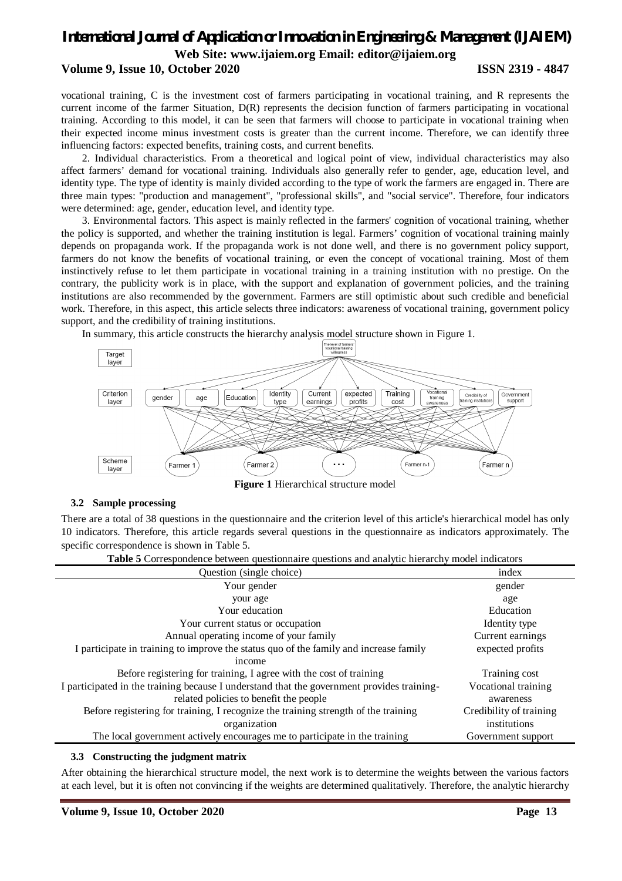vocational training, C is the investment cost of farmers participating in vocational training, and R represents the current income of the farmer Situation, D(R) represents the decision function of farmers participating in vocational training. According to this model, it can be seen that farmers will choose to participate in vocational training when their expected income minus investment costs is greater than the current income. Therefore, we can identify three influencing factors: expected benefits, training costs, and current benefits.

2. Individual characteristics. From a theoretical and logical point of view, individual characteristics may also affect farmers' demand for vocational training. Individuals also generally refer to gender, age, education level, and identity type. The type of identity is mainly divided according to the type of work the farmers are engaged in. There are three main types: "production and management", "professional skills", and "social service". Therefore, four indicators were determined: age, gender, education level, and identity type.

3. Environmental factors. This aspect is mainly reflected in the farmers' cognition of vocational training, whether the policy is supported, and whether the training institution is legal. Farmers' cognition of vocational training mainly depends on propaganda work. If the propaganda work is not done well, and there is no government policy support, farmers do not know the benefits of vocational training, or even the concept of vocational training. Most of them instinctively refuse to let them participate in vocational training in a training institution with no prestige. On the contrary, the publicity work is in place, with the support and explanation of government policies, and the training institutions are also recommended by the government. Farmers are still optimistic about such credible and beneficial work. Therefore, in this aspect, this article selects three indicators: awareness of vocational training, government policy support, and the credibility of training institutions.

In summary, this article constructs the hierarchy analysis model structure shown in Figure 1.

**Figure 1** Hierarchical structure model

### 3.2 Sample processing

There are a total of 38 questions in the questionnaire and the criterion level of this article's hierarchical model has only 10 indicators. Therefore, this article regards several questions in the questionnaire as indicators approximately. The specific correspondence is shown in Table 5.

**Table 5** Correspondence between questionnaire questions and analytic hierarchy model indicators

| Question (single choice) | index |
|---|---|
| Your gender | gender |
| your age | age |
| Your education | Education |
| Your current status or occupation | Identity type |
| Annual operating income of your family | Current earnings |
| I participate in training to improve the status quo of the family and increase family income | expected profits |
| Before registering for training, I agree with the cost of training | Training cost |
| I participated in the training because I understand that the government provides training-related policies to benefit the people | Vocational training awareness |
| Before registering for training, I recognize the training strength of the training organization | Credibility of training institutions |
| The local government actively encourages me to participate in the training | Government support |

### 3.3 Constructing the judgment matrix

After obtaining the hierarchical structure model, the next work is to determine the weights between the various factors at each level, but it is often not convincing if the weights are determined qualitatively. Therefore, the analytic hierarchy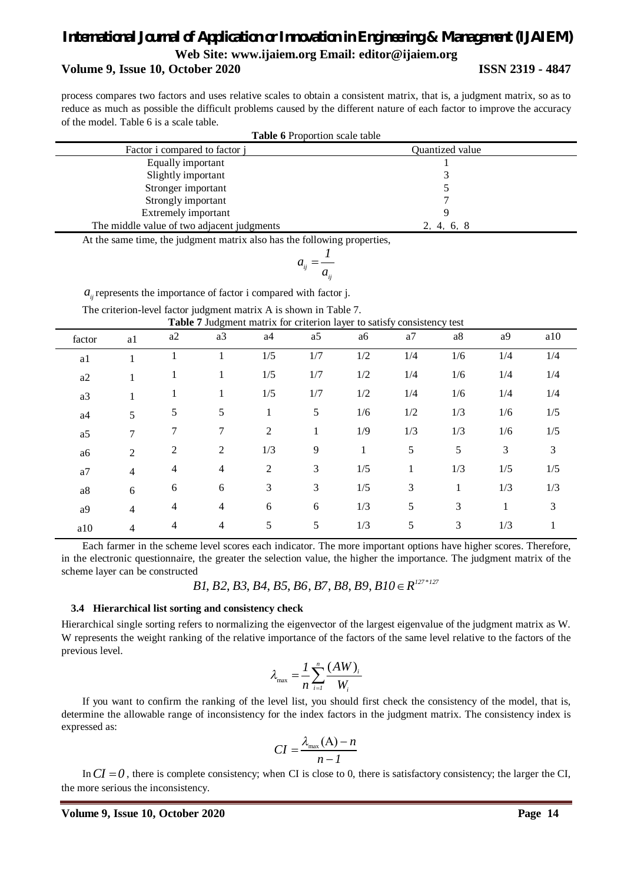process compares two factors and uses relative scales to obtain a consistent matrix, that is, a judgment matrix, so as to reduce as much as possible the difficult problems caused by the different nature of each factor to improve the accuracy of the model. Table 6 is a scale table.

**Table 6** Proportion scale table

| Factor i compared to factor j | Quantized value |
|---|---|
| Equally important | 1 |
| Slightly important | 3 |
| Stronger important | 5 |
| Strongly important | 7 |
| Extremely important | 9 |
| The middle value of two adjacent judgments | 2, 4, 6, 8 |

At the same time, the judgment matrix also has the following properties,

$$a_{ij} = \frac{1}{a_{ij}}$$

$a_{ij}$ represents the importance of factor i compared with factor j.

The criterion-level factor judgment matrix A is shown in Table 7.

**Table 7** Judgment matrix for criterion layer to satisfy consistency test

| factor | a1 | a2 | a3 | a4 | a5 | a6 | a7 | a8 | a9 | a10 |
|---|---|---|---|---|---|---|---|---|---|---|
| a1 | 1 | 1 | 1 | 1/5 | 1/7 | 1/2 | 1/4 | 1/6 | 1/4 | 1/4 |
| a2 | 1 | 1 | 1 | 1/5 | 1/7 | 1/2 | 1/4 | 1/6 | 1/4 | 1/4 |
| a3 | 1 | 1 | 1 | 1/5 | 1/7 | 1/2 | 1/4 | 1/6 | 1/4 | 1/4 |
| a4 | 5 | 5 | 5 | 1 | 5 | 1/6 | 1/2 | 1/3 | 1/6 | 1/5 |
| a5 | 7 | 7 | 7 | 2 | 1 | 1/9 | 1/3 | 1/3 | 1/6 | 1/5 |
| a6 | 2 | 2 | 2 | 1/3 | 9 | 1 | 5 | 5 | 3 | 3 |
| a7 | 4 | 4 | 4 | 2 | 3 | 1/5 | 1 | 1/3 | 1/5 | 1/5 |
| a8 | 6 | 6 | 6 | 3 | 3 | 1/5 | 3 | 1 | 1/3 | 1/3 |
| a9 | 4 | 4 | 4 | 6 | 6 | 1/3 | 5 | 3 | 1 | 3 |
| a10 | 4 | 4 | 4 | 5 | 5 | 1/3 | 5 | 3 | 1/3 | 1 |

Each farmer in the scheme level scores each indicator. The more important options have higher scores. Therefore, in the electronic questionnaire, the greater the selection value, the higher the importance. The judgment matrix of the scheme layer can be constructed

$$B1, B2, B3, B4, B5, B6, B7, B8, B9, B10 \in R^{127*127}$$

### 3.4 Hierarchical list sorting and consistency check

Hierarchical single sorting refers to normalizing the eigenvector of the largest eigenvalue of the judgment matrix as W. W represents the weight ranking of the relative importance of the factors of the same level relative to the factors of the previous level.

$$\lambda_{\max} = \frac{1}{n}\sum_{i=1}^{n}\frac{(AW)_i}{W_i}$$

If you want to confirm the ranking of the level list, you should first check the consistency of the model, that is, determine the allowable range of inconsistency for the index factors in the judgment matrix. The consistency index is expressed as:

$$CI = \frac{\lambda_{\max}(\mathrm{A}) - n}{n-1}$$

In $CI = 0$, there is complete consistency; when CI is close to 0, there is satisfactory consistency; the larger the CI, the more serious the inconsistency.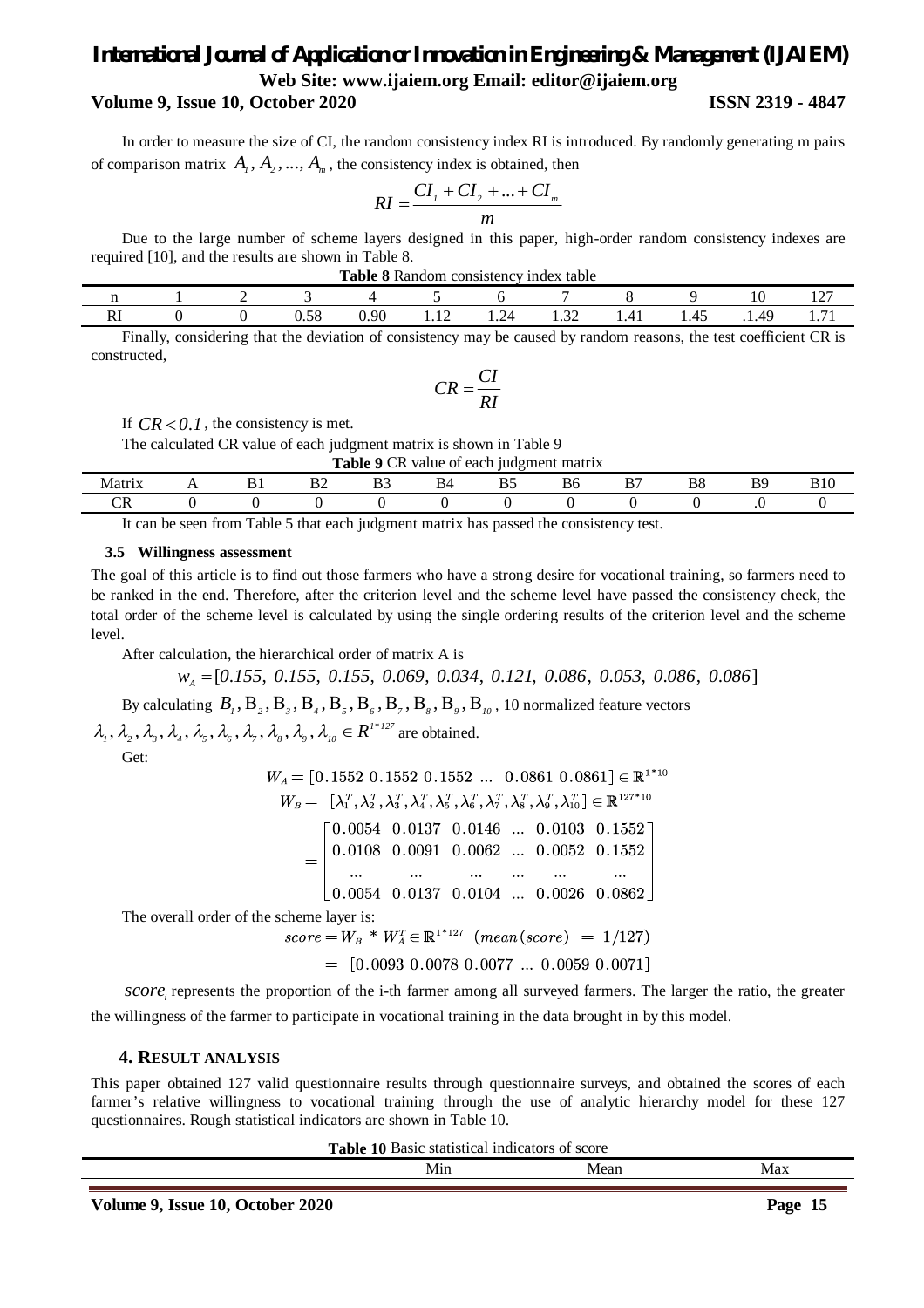In order to measure the size of CI, the random consistency index RI is introduced. By randomly generating m pairs of comparison matrix $A_1, A_2, ..., A_m$, the consistency index is obtained, then

$$RI = \frac{CI_1 + CI_2 + ... + CI_m}{m}$$

Due to the large number of scheme layers designed in this paper, high-order random consistency indexes are required [10], and the results are shown in Table 8.

**Table 8** Random consistency index table

| n | 1 | 2 | 3 | 4 | 5 | 6 | 7 | 8 | 9 | 10 | 127 |
|---|---|---|---|---|---|---|---|---|---|---|---|
| RI | 0 | 0 | 0.58 | 0.90 | 1.12 | 1.24 | 1.32 | 1.41 | 1.45 | .1.49 | 1.71 |

Finally, considering that the deviation of consistency may be caused by random reasons, the test coefficient CR is constructed,

$$CR = \frac{CI}{RI}$$

If $CR < 0.1$, the consistency is met.

The calculated CR value of each judgment matrix is shown in Table 9

**Table 9** CR value of each judgment matrix

| Matrix | A | B1 | B2 | B3 | B4 | B5 | B6 | B7 | B8 | B9 | B10 |
|---|---|---|---|---|---|---|---|---|---|---|---|
| CR | 0 | 0 | 0 | 0 | 0 | 0 | 0 | 0 | 0 | .0 | 0 |

It can be seen from Table 5 that each judgment matrix has passed the consistency test.

### 3.5 Willingness assessment

The goal of this article is to find out those farmers who have a strong desire for vocational training, so farmers need to be ranked in the end. Therefore, after the criterion level and the scheme level have passed the consistency check, the total order of the scheme level is calculated by using the single ordering results of the criterion level and the scheme level.

After calculation, the hierarchical order of matrix A is

$$w_A = [0.155,\ 0.155,\ 0.155,\ 0.069,\ 0.034,\ 0.121,\ 0.086,\ 0.053,\ 0.086,\ 0.086]$$

By calculating $B_1, B_2, B_3, B_4, B_5, B_6, B_7, B_8, B_9, B_{10}$, 10 normalized feature vectors $\lambda_1, \lambda_2, \lambda_3, \lambda_4, \lambda_5, \lambda_6, \lambda_7, \lambda_8, \lambda_9, \lambda_{10} \in R^{1*127}$ are obtained.

Get:

$$W_A = [0.1552\ 0.1552\ 0.1552\ ...\ 0.0861\ 0.0861] \in \mathbb{R}^{1*10}$$

$$W_B = [\lambda_1^T, \lambda_2^T, \lambda_3^T, \lambda_4^T, \lambda_5^T, \lambda_6^T, \lambda_7^T, \lambda_8^T, \lambda_9^T, \lambda_{10}^T] \in \mathbb{R}^{127*10}$$

$$= \begin{bmatrix} 0.0054 & 0.0137 & 0.0146 & ... & 0.0103 & 0.1552 \\ 0.0108 & 0.0091 & 0.0062 & ... & 0.0052 & 0.1552 \\ ... & ... & ... & ... & ... & ... \\ 0.0054 & 0.0137 & 0.0104 & ... & 0.0026 & 0.0862 \end{bmatrix}$$

The overall order of the scheme layer is:

$$score = W_B * W_A^T \in \mathbb{R}^{1*127} \quad (mean(score) = 1/127)$$

$$= [0.0093\ 0.0078\ 0.0077\ ...\ 0.0059\ 0.0071]$$

$score_i$ represents the proportion of the i-th farmer among all surveyed farmers. The larger the ratio, the greater the willingness of the farmer to participate in vocational training in the data brought in by this model.

## 4. RESULT ANALYSIS

This paper obtained 127 valid questionnaire results through questionnaire surveys, and obtained the scores of each farmer's relative willingness to vocational training through the use of analytic hierarchy model for these 127 questionnaires. Rough statistical indicators are shown in Table 10.

**Table 10** Basic statistical indicators of score

| | Min | Mean | Max |
|---|---|---|---|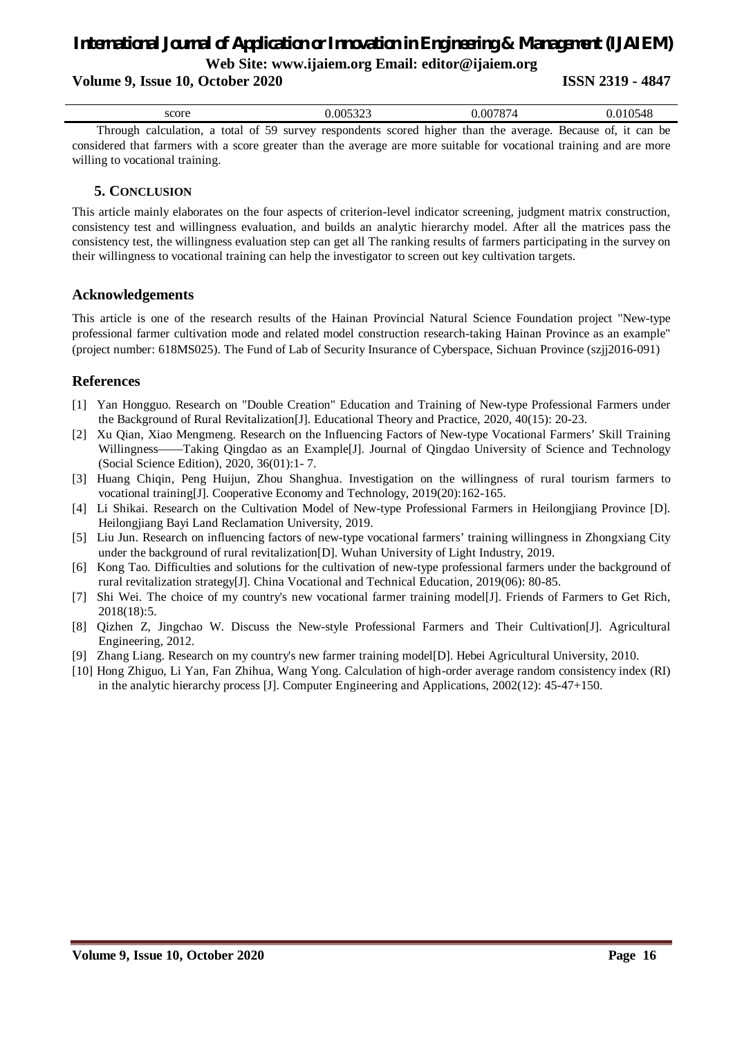| | | | |
|---|---|---|---|
| score | 0.005323 | 0.007874 | 0.010548 |

Through calculation, a total of 59 survey respondents scored higher than the average. Because of, it can be considered that farmers with a score greater than the average are more suitable for vocational training and are more willing to vocational training.

## 5. CONCLUSION

This article mainly elaborates on the four aspects of criterion-level indicator screening, judgment matrix construction, consistency test and willingness evaluation, and builds an analytic hierarchy model. After all the matrices pass the consistency test, the willingness evaluation step can get all The ranking results of farmers participating in the survey on their willingness to vocational training can help the investigator to screen out key cultivation targets.

## Acknowledgements

This article is one of the research results of the Hainan Provincial Natural Science Foundation project "New-type professional farmer cultivation mode and related model construction research-taking Hainan Province as an example" (project number: 618MS025). The Fund of Lab of Security Insurance of Cyberspace, Sichuan Province (szjj2016-091)

## References

[1] Yan Hongguo. Research on "Double Creation" Education and Training of New-type Professional Farmers under the Background of Rural Revitalization[J]. Educational Theory and Practice, 2020, 40(15): 20-23.

[2] Xu Qian, Xiao Mengmeng. Research on the Influencing Factors of New-type Vocational Farmers' Skill Training Willingness——Taking Qingdao as an Example[J]. Journal of Qingdao University of Science and Technology (Social Science Edition), 2020, 36(01):1- 7.

[3] Huang Chiqin, Peng Huijun, Zhou Shanghua. Investigation on the willingness of rural tourism farmers to vocational training[J]. Cooperative Economy and Technology, 2019(20):162-165.

[4] Li Shikai. Research on the Cultivation Model of New-type Professional Farmers in Heilongjiang Province [D]. Heilongjiang Bayi Land Reclamation University, 2019.

[5] Liu Jun. Research on influencing factors of new-type vocational farmers' training willingness in Zhongxiang City under the background of rural revitalization[D]. Wuhan University of Light Industry, 2019.

[6] Kong Tao. Difficulties and solutions for the cultivation of new-type professional farmers under the background of rural revitalization strategy[J]. China Vocational and Technical Education, 2019(06): 80-85.

[7] Shi Wei. The choice of my country's new vocational farmer training model[J]. Friends of Farmers to Get Rich, 2018(18):5.

[8] Qizhen Z, Jingchao W. Discuss the New-style Professional Farmers and Their Cultivation[J]. Agricultural Engineering, 2012.

[9] Zhang Liang. Research on my country's new farmer training model[D]. Hebei Agricultural University, 2010.

[10] Hong Zhiguo, Li Yan, Fan Zhihua, Wang Yong. Calculation of high-order average random consistency index (RI) in the analytic hierarchy process [J]. Computer Engineering and Applications, 2002(12): 45-47+150.